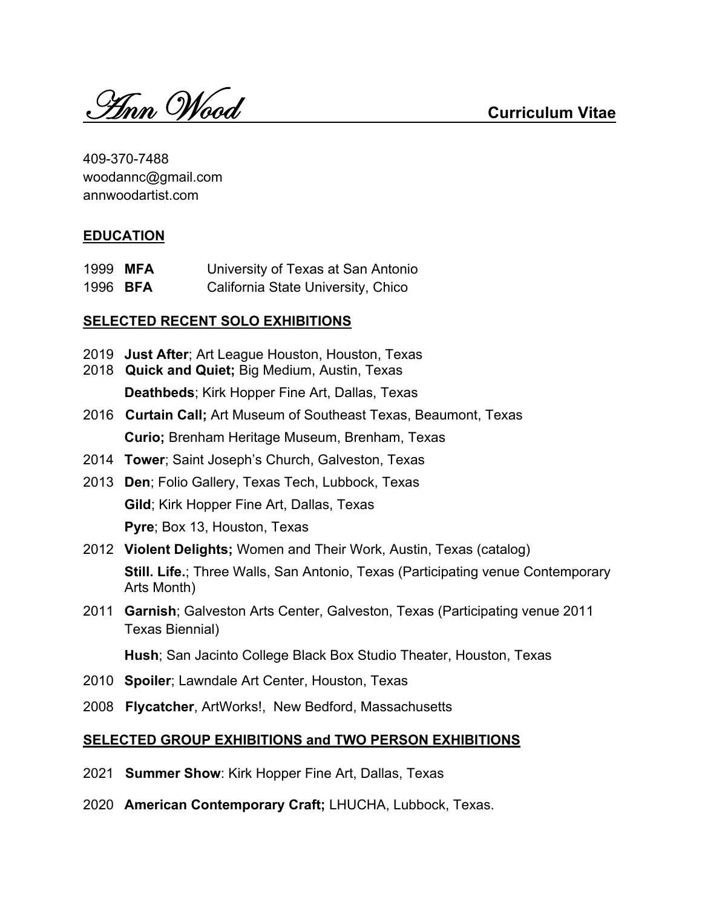# Ann Wood

**Curriculum Vitae**

409-370-7488
woodannc@gmail.com
annwoodartist.com

## EDUCATION

1999 **MFA** University of Texas at San Antonio
1996 **BFA** California State University, Chico

## SELECTED RECENT SOLO EXHIBITIONS

2019 **Just After**; Art League Houston, Houston, Texas
2018 **Quick and Quiet;** Big Medium, Austin, Texas
**Deathbeds**; Kirk Hopper Fine Art, Dallas, Texas
2016 **Curtain Call;** Art Museum of Southeast Texas, Beaumont, Texas
**Curio;** Brenham Heritage Museum, Brenham, Texas
2014 **Tower**; Saint Joseph's Church, Galveston, Texas
2013 **Den**; Folio Gallery, Texas Tech, Lubbock, Texas
**Gild**; Kirk Hopper Fine Art, Dallas, Texas
**Pyre**; Box 13, Houston, Texas
2012 **Violent Delights;** Women and Their Work, Austin, Texas (catalog)
**Still. Life.**; Three Walls, San Antonio, Texas (Participating venue Contemporary Arts Month)
2011 **Garnish**; Galveston Arts Center, Galveston, Texas (Participating venue 2011 Texas Biennial)
**Hush**; San Jacinto College Black Box Studio Theater, Houston, Texas
2010 **Spoiler**; Lawndale Art Center, Houston, Texas
2008 **Flycatcher**, ArtWorks!, New Bedford, Massachusetts

## SELECTED GROUP EXHIBITIONS and TWO PERSON EXHIBITIONS

2021 **Summer Show**: Kirk Hopper Fine Art, Dallas, Texas
2020 **American Contemporary Craft;** LHUCHA, Lubbock, Texas.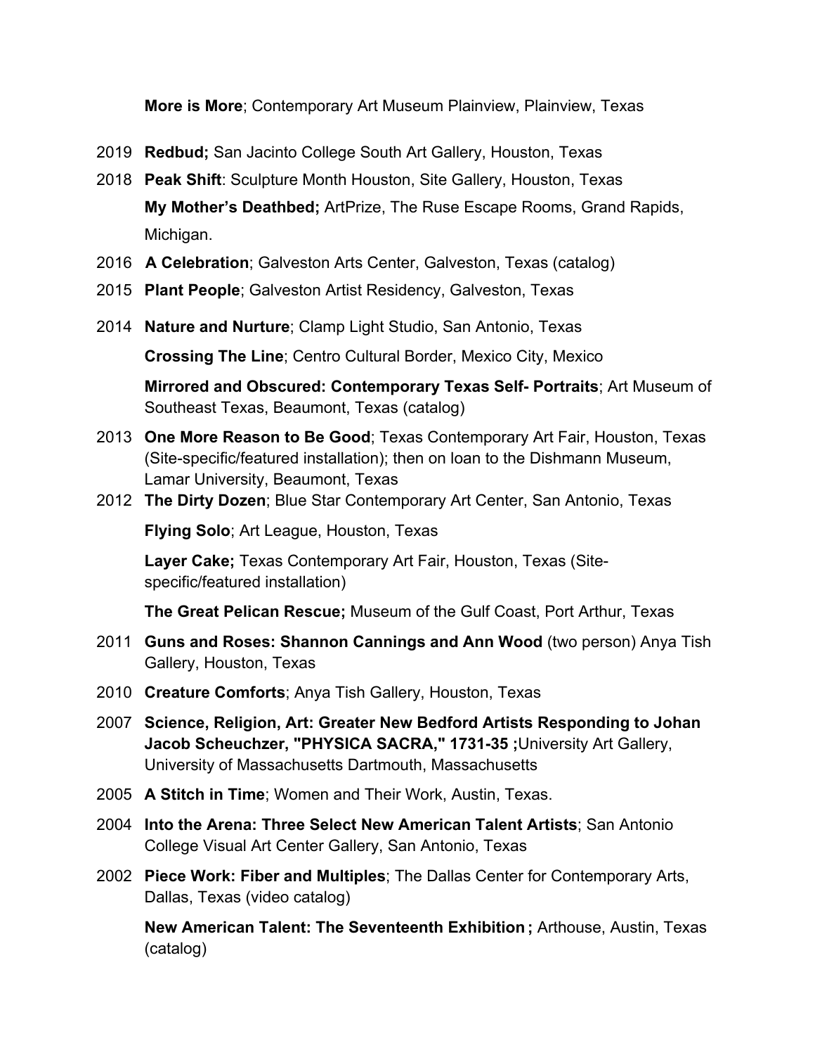**More is More**; Contemporary Art Museum Plainview, Plainview, Texas

2019 **Redbud;** San Jacinto College South Art Gallery, Houston, Texas

2018 **Peak Shift**: Sculpture Month Houston, Site Gallery, Houston, Texas

**My Mother's Deathbed;** ArtPrize, The Ruse Escape Rooms, Grand Rapids, Michigan.

2016 **A Celebration**; Galveston Arts Center, Galveston, Texas (catalog)

2015 **Plant People**; Galveston Artist Residency, Galveston, Texas

2014 **Nature and Nurture**; Clamp Light Studio, San Antonio, Texas

**Crossing The Line**; Centro Cultural Border, Mexico City, Mexico

**Mirrored and Obscured: Contemporary Texas Self- Portraits**; Art Museum of Southeast Texas, Beaumont, Texas (catalog)

2013 **One More Reason to Be Good**; Texas Contemporary Art Fair, Houston, Texas (Site-specific/featured installation); then on loan to the Dishmann Museum, Lamar University, Beaumont, Texas

2012 **The Dirty Dozen**; Blue Star Contemporary Art Center, San Antonio, Texas

**Flying Solo**; Art League, Houston, Texas

**Layer Cake;** Texas Contemporary Art Fair, Houston, Texas (Site-specific/featured installation)

**The Great Pelican Rescue;** Museum of the Gulf Coast, Port Arthur, Texas

2011 **Guns and Roses: Shannon Cannings and Ann Wood** (two person) Anya Tish Gallery, Houston, Texas

2010 **Creature Comforts**; Anya Tish Gallery, Houston, Texas

2007 **Science, Religion, Art: Greater New Bedford Artists Responding to Johan Jacob Scheuchzer, "PHYSICA SACRA," 1731-35 ;**University Art Gallery, University of Massachusetts Dartmouth, Massachusetts

2005 **A Stitch in Time**; Women and Their Work, Austin, Texas.

2004 **Into the Arena: Three Select New American Talent Artists**; San Antonio College Visual Art Center Gallery, San Antonio, Texas

2002 **Piece Work: Fiber and Multiples**; The Dallas Center for Contemporary Arts, Dallas, Texas (video catalog)

**New American Talent: The Seventeenth Exhibition ;** Arthouse, Austin, Texas (catalog)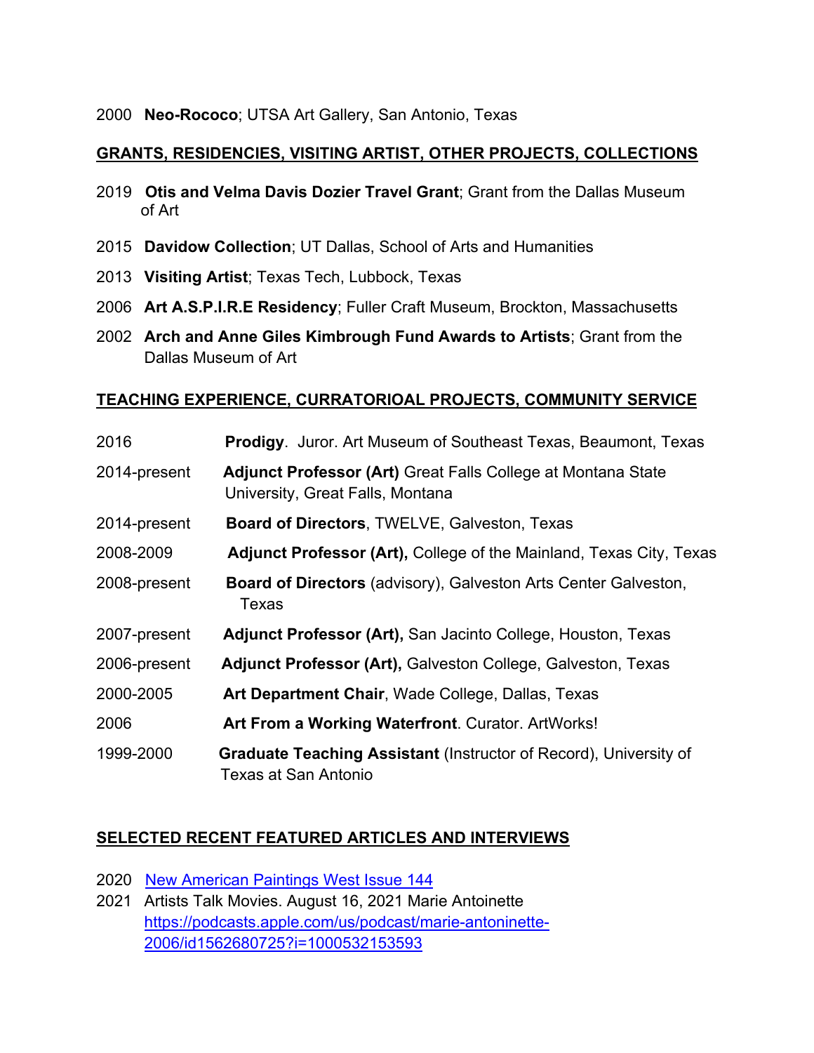2000 **Neo-Rococo**; UTSA Art Gallery, San Antonio, Texas

## GRANTS, RESIDENCIES, VISITING ARTIST, OTHER PROJECTS, COLLECTIONS

2019 **Otis and Velma Davis Dozier Travel Grant**; Grant from the Dallas Museum of Art

2015 **Davidow Collection**; UT Dallas, School of Arts and Humanities

2013 **Visiting Artist**; Texas Tech, Lubbock, Texas

2006 **Art A.S.P.I.R.E Residency**; Fuller Craft Museum, Brockton, Massachusetts

2002 **Arch and Anne Giles Kimbrough Fund Awards to Artists**; Grant from the Dallas Museum of Art

## TEACHING EXPERIENCE, CURRATORIOAL PROJECTS, COMMUNITY SERVICE

2016 **Prodigy**. Juror. Art Museum of Southeast Texas, Beaumont, Texas

2014-present **Adjunct Professor (Art)** Great Falls College at Montana State University, Great Falls, Montana

2014-present **Board of Directors**, TWELVE, Galveston, Texas

2008-2009 **Adjunct Professor (Art),** College of the Mainland, Texas City, Texas

2008-present **Board of Directors** (advisory), Galveston Arts Center Galveston, Texas

2007-present **Adjunct Professor (Art),** San Jacinto College, Houston, Texas

2006-present **Adjunct Professor (Art),** Galveston College, Galveston, Texas

2000-2005 **Art Department Chair**, Wade College, Dallas, Texas

2006 **Art From a Working Waterfront**. Curator. ArtWorks!

1999-2000 **Graduate Teaching Assistant** (Instructor of Record), University of Texas at San Antonio

## SELECTED RECENT FEATURED ARTICLES AND INTERVIEWS

2020 New American Paintings West Issue 144

2021 Artists Talk Movies. August 16, 2021 Marie Antoinette https://podcasts.apple.com/us/podcast/marie-antoninette-2006/id1562680725?i=1000532153593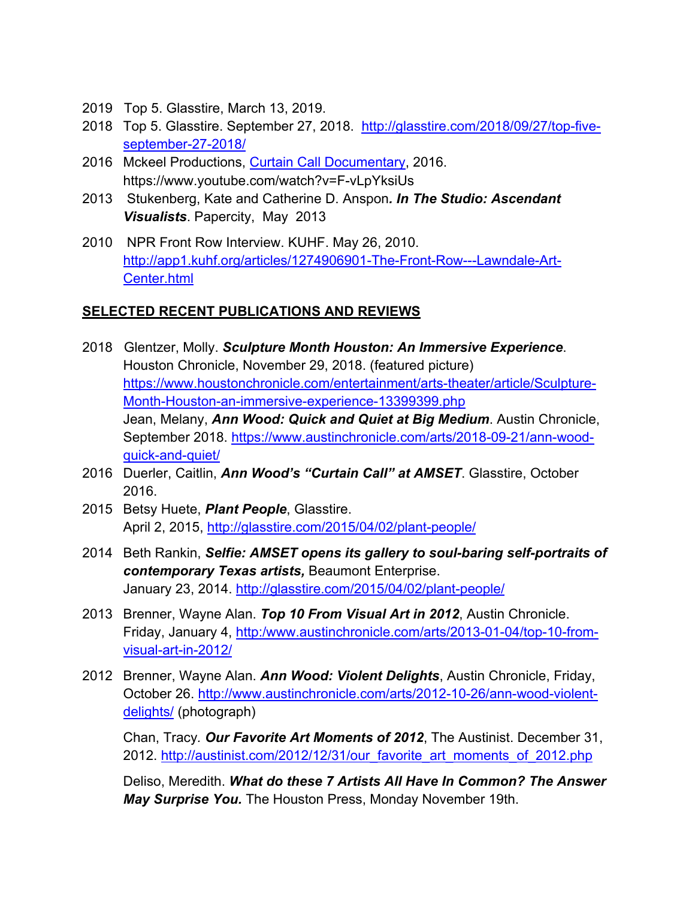2019 Top 5. Glasstire, March 13, 2019.

2018 Top 5. Glasstire. September 27, 2018. http://glasstire.com/2018/09/27/top-five-september-27-2018/

2016 Mckeel Productions, Curtain Call Documentary, 2016. https://www.youtube.com/watch?v=F-vLpYksiUs

2013 Stukenberg, Kate and Catherine D. Anspon. ***In The Studio: Ascendant Visualists***. Papercity, May 2013

2010 NPR Front Row Interview. KUHF. May 26, 2010. http://app1.kuhf.org/articles/1274906901-The-Front-Row---Lawndale-Art-Center.html

## SELECTED RECENT PUBLICATIONS AND REVIEWS

2018 Glentzer, Molly. ***Sculpture Month Houston: An Immersive Experience***. Houston Chronicle, November 29, 2018. (featured picture) https://www.houstonchronicle.com/entertainment/arts-theater/article/Sculpture-Month-Houston-an-immersive-experience-13399399.php

Jean, Melany, ***Ann Wood: Quick and Quiet at Big Medium***. Austin Chronicle, September 2018. https://www.austinchronicle.com/arts/2018-09-21/ann-wood-quick-and-quiet/

2016 Duerler, Caitlin, ***Ann Wood's "Curtain Call" at AMSET***. Glasstire, October 2016.

2015 Betsy Huete, ***Plant People***, Glasstire. April 2, 2015, http://glasstire.com/2015/04/02/plant-people/

2014 Beth Rankin, ***Selfie: AMSET opens its gallery to soul-baring self-portraits of contemporary Texas artists,*** Beaumont Enterprise. January 23, 2014. http://glasstire.com/2015/04/02/plant-people/

2013 Brenner, Wayne Alan. ***Top 10 From Visual Art in 2012***, Austin Chronicle. Friday, January 4, http:/www.austinchronicle.com/arts/2013-01-04/top-10-from-visual-art-in-2012/

2012 Brenner, Wayne Alan. ***Ann Wood: Violent Delights***, Austin Chronicle, Friday, October 26. http://www.austinchronicle.com/arts/2012-10-26/ann-wood-violent-delights/ (photograph)

Chan, Tracy. ***Our Favorite Art Moments of 2012***, The Austinist. December 31, 2012. http://austinist.com/2012/12/31/our_favorite_art_moments_of_2012.php

Deliso, Meredith. ***What do these 7 Artists All Have In Common? The Answer May Surprise You.*** The Houston Press, Monday November 19th.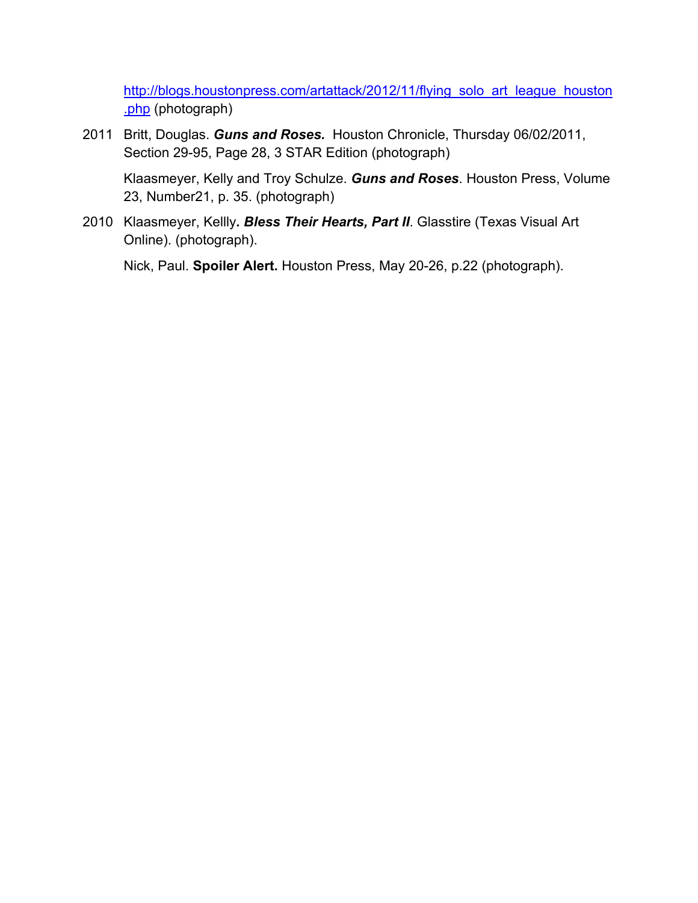http://blogs.houstonpress.com/artattack/2012/11/flying_solo_art_league_houston.php (photograph)

2011 Britt, Douglas. ***Guns and Roses.*** Houston Chronicle, Thursday 06/02/2011, Section 29-95, Page 28, 3 STAR Edition (photograph)

Klaasmeyer, Kelly and Troy Schulze. ***Guns and Roses***. Houston Press, Volume 23, Number21, p. 35. (photograph)

2010 Klaasmeyer, Kellly***. Bless Their Hearts, Part II***. Glasstire (Texas Visual Art Online). (photograph).

Nick, Paul. **Spoiler Alert.** Houston Press, May 20-26, p.22 (photograph).